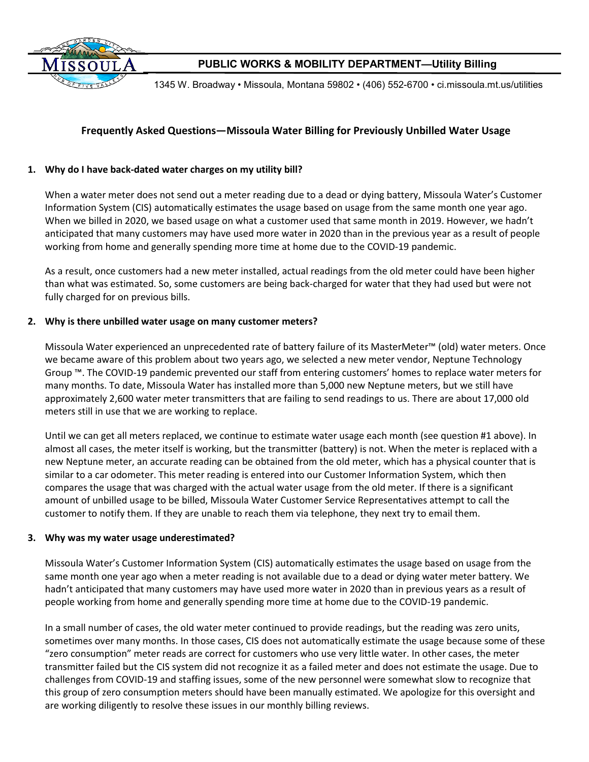**PUBLIC WORKS & MOBILITY DEPARTMENT—Utility Billing**

1345 W. Broadway • Missoula, Montana 59802 • (406) 552-6700 • ci.missoula.mt.us/utilities

# Frequently Asked Questions—Missoula Water Billing for Previously Unbilled Water Usage

**1. Why do I have back-dated water charges on my utility bill?**

When a water meter does not send out a meter reading due to a dead or dying battery, Missoula Water's Customer Information System (CIS) automatically estimates the usage based on usage from the same month one year ago. When we billed in 2020, we based usage on what a customer used that same month in 2019. However, we hadn't anticipated that many customers may have used more water in 2020 than in the previous year as a result of people working from home and generally spending more time at home due to the COVID-19 pandemic.

As a result, once customers had a new meter installed, actual readings from the old meter could have been higher than what was estimated. So, some customers are being back-charged for water that they had used but were not fully charged for on previous bills.

**2. Why is there unbilled water usage on many customer meters?**

Missoula Water experienced an unprecedented rate of battery failure of its MasterMeter™ (old) water meters. Once we became aware of this problem about two years ago, we selected a new meter vendor, Neptune Technology Group ™. The COVID-19 pandemic prevented our staff from entering customers' homes to replace water meters for many months. To date, Missoula Water has installed more than 5,000 new Neptune meters, but we still have approximately 2,600 water meter transmitters that are failing to send readings to us. There are about 17,000 old meters still in use that we are working to replace.

Until we can get all meters replaced, we continue to estimate water usage each month (see question #1 above). In almost all cases, the meter itself is working, but the transmitter (battery) is not. When the meter is replaced with a new Neptune meter, an accurate reading can be obtained from the old meter, which has a physical counter that is similar to a car odometer. This meter reading is entered into our Customer Information System, which then compares the usage that was charged with the actual water usage from the old meter. If there is a significant amount of unbilled usage to be billed, Missoula Water Customer Service Representatives attempt to call the customer to notify them. If they are unable to reach them via telephone, they next try to email them.

**3. Why was my water usage underestimated?**

Missoula Water's Customer Information System (CIS) automatically estimates the usage based on usage from the same month one year ago when a meter reading is not available due to a dead or dying water meter battery. We hadn't anticipated that many customers may have used more water in 2020 than in previous years as a result of people working from home and generally spending more time at home due to the COVID-19 pandemic.

In a small number of cases, the old water meter continued to provide readings, but the reading was zero units, sometimes over many months. In those cases, CIS does not automatically estimate the usage because some of these "zero consumption" meter reads are correct for customers who use very little water. In other cases, the meter transmitter failed but the CIS system did not recognize it as a failed meter and does not estimate the usage. Due to challenges from COVID-19 and staffing issues, some of the new personnel were somewhat slow to recognize that this group of zero consumption meters should have been manually estimated. We apologize for this oversight and are working diligently to resolve these issues in our monthly billing reviews.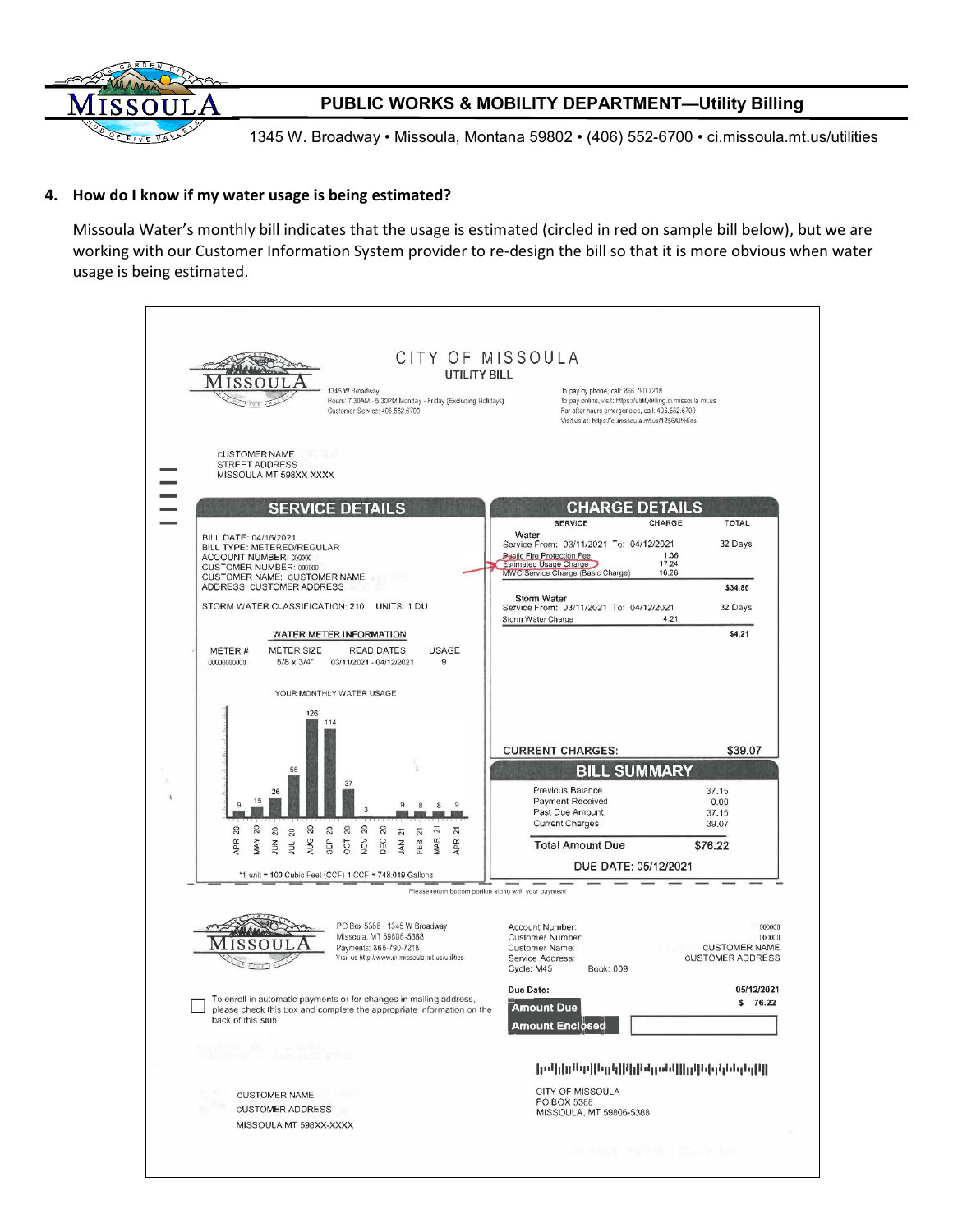**PUBLIC WORKS & MOBILITY DEPARTMENT—Utility Billing**

1345 W. Broadway • Missoula, Montana 59802 • (406) 552-6700 • ci.missoula.mt.us/utilities

**4. How do I know if my water usage is being estimated?**

Missoula Water's monthly bill indicates that the usage is estimated (circled in red on sample bill below), but we are working with our Customer Information System provider to re-design the bill so that it is more obvious when water usage is being estimated.

CITY OF MISSOULA
UTILITY BILL

1345 W Broadway
Hours: 7:30AM - 5:30PM Monday - Friday (Excluding Holidays)
Customer Service: 406.552.6700

To pay by phone, call: 866.790.7218
To pay online, visit: https://utilitybilling.ci.missoula.mt.us
For after hours emergencies, call: 406.552.6700
Visit us at: https://ci.missoula.mt.us/1256/Utilities

CUSTOMER NAME
STREET ADDRESS
MISSOULA MT 598XX-XXXX

**SERVICE DETAILS**

BILL DATE: 04/16/2021
BILL TYPE: METERED/REGULAR
ACCOUNT NUMBER: 000000
CUSTOMER NUMBER: 000000
CUSTOMER NAME: CUSTOMER NAME
ADDRESS: CUSTOMER ADDRESS

STORM WATER CLASSIFICATION: 210 UNITS: 1 DU

WATER METER INFORMATION

| METER # | METER SIZE | READ DATES | USAGE |
|---|---|---|---|
| 00000000000 | 5/8 x 3/4" | 03/11/2021 - 04/12/2021 | 9 |

YOUR MONTHLY WATER USAGE

| APR 20 | MAY 20 | JUN 20 | JUL 20 | AUG 20 | SEP 20 | OCT 20 | NOV 20 | DEC 20 | JAN 21 | FEB 21 | MAR 21 | APR 21 |
|---|---|---|---|---|---|---|---|---|---|---|---|---|
| 9 | 15 | 26 | 55 | 126 | 114 | 37 | 3 | | 9 | 8 | 8 | 9 |

*1 unit = 100 Cubic Feet (CCF) 1 CCF = 748.019 Gallons

**CHARGE DETAILS**

| SERVICE | CHARGE | TOTAL |
|---|---|---|
| **Water** Service From: 03/11/2021 To: 04/12/2021 | | 32 Days |
| Public Fire Protection Fee | 1.36 | |
| Estimated Usage Charge | 17.24 | |
| MWC Service Charge (Basic Charge) | 16.26 | |
| | | $34.86 |
| **Storm Water** Service From: 03/11/2021 To: 04/12/2021 | | 32 Days |
| Storm Water Charge | 4.21 | |
| | | $4.21 |

CURRENT CHARGES: $39.07

**BILL SUMMARY**

| | |
|---|---|
| Previous Balance | 37.15 |
| Payment Received | 0.00 |
| Past Due Amount | 37.15 |
| Current Charges | 39.07 |
| **Total Amount Due** | **$76.22** |

DUE DATE: 05/12/2021

Please return bottom portion along with your payment

PO Box 5388 - 1345 W Broadway
Missoula, MT 59806-5388
Payments: 866-790-7218
Visit us at http://www.ci.missoula.mt.us/utilities

Account Number: 000000
Customer Number: 000000
Customer Name: CUSTOMER NAME
Service Address: CUSTOMER ADDRESS
Cycle: M45 Book: 009

To enroll in automatic payments or for changes in mailing address, please check this box and complete the appropriate information on the back of this stub

Due Date: 05/12/2021
Amount Due $ 76.22
Amount Enclosed

CUSTOMER NAME
CUSTOMER ADDRESS
MISSOULA MT 598XX-XXXX

CITY OF MISSOULA
PO BOX 5388
MISSOULA, MT 59806-5388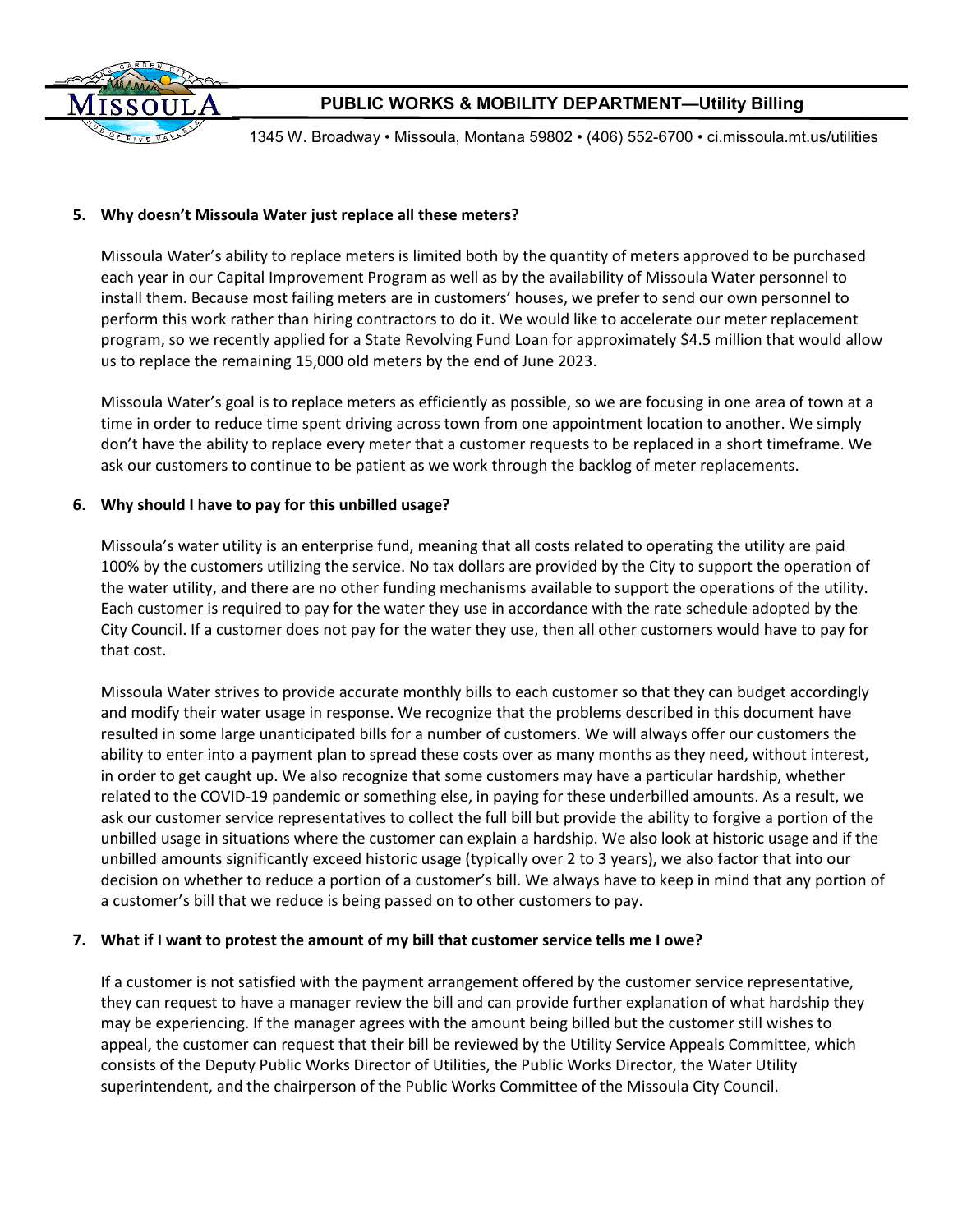**5. Why doesn't Missoula Water just replace all these meters?**

Missoula Water's ability to replace meters is limited both by the quantity of meters approved to be purchased each year in our Capital Improvement Program as well as by the availability of Missoula Water personnel to install them. Because most failing meters are in customers' houses, we prefer to send our own personnel to perform this work rather than hiring contractors to do it. We would like to accelerate our meter replacement program, so we recently applied for a State Revolving Fund Loan for approximately $4.5 million that would allow us to replace the remaining 15,000 old meters by the end of June 2023.

Missoula Water's goal is to replace meters as efficiently as possible, so we are focusing in one area of town at a time in order to reduce time spent driving across town from one appointment location to another. We simply don't have the ability to replace every meter that a customer requests to be replaced in a short timeframe. We ask our customers to continue to be patient as we work through the backlog of meter replacements.

**6. Why should I have to pay for this unbilled usage?**

Missoula's water utility is an enterprise fund, meaning that all costs related to operating the utility are paid 100% by the customers utilizing the service. No tax dollars are provided by the City to support the operation of the water utility, and there are no other funding mechanisms available to support the operations of the utility. Each customer is required to pay for the water they use in accordance with the rate schedule adopted by the City Council. If a customer does not pay for the water they use, then all other customers would have to pay for that cost.

Missoula Water strives to provide accurate monthly bills to each customer so that they can budget accordingly and modify their water usage in response. We recognize that the problems described in this document have resulted in some large unanticipated bills for a number of customers. We will always offer our customers the ability to enter into a payment plan to spread these costs over as many months as they need, without interest, in order to get caught up. We also recognize that some customers may have a particular hardship, whether related to the COVID-19 pandemic or something else, in paying for these underbilled amounts. As a result, we ask our customer service representatives to collect the full bill but provide the ability to forgive a portion of the unbilled usage in situations where the customer can explain a hardship. We also look at historic usage and if the unbilled amounts significantly exceed historic usage (typically over 2 to 3 years), we also factor that into our decision on whether to reduce a portion of a customer's bill. We always have to keep in mind that any portion of a customer's bill that we reduce is being passed on to other customers to pay.

**7. What if I want to protest the amount of my bill that customer service tells me I owe?**

If a customer is not satisfied with the payment arrangement offered by the customer service representative, they can request to have a manager review the bill and can provide further explanation of what hardship they may be experiencing. If the manager agrees with the amount being billed but the customer still wishes to appeal, the customer can request that their bill be reviewed by the Utility Service Appeals Committee, which consists of the Deputy Public Works Director of Utilities, the Public Works Director, the Water Utility superintendent, and the chairperson of the Public Works Committee of the Missoula City Council.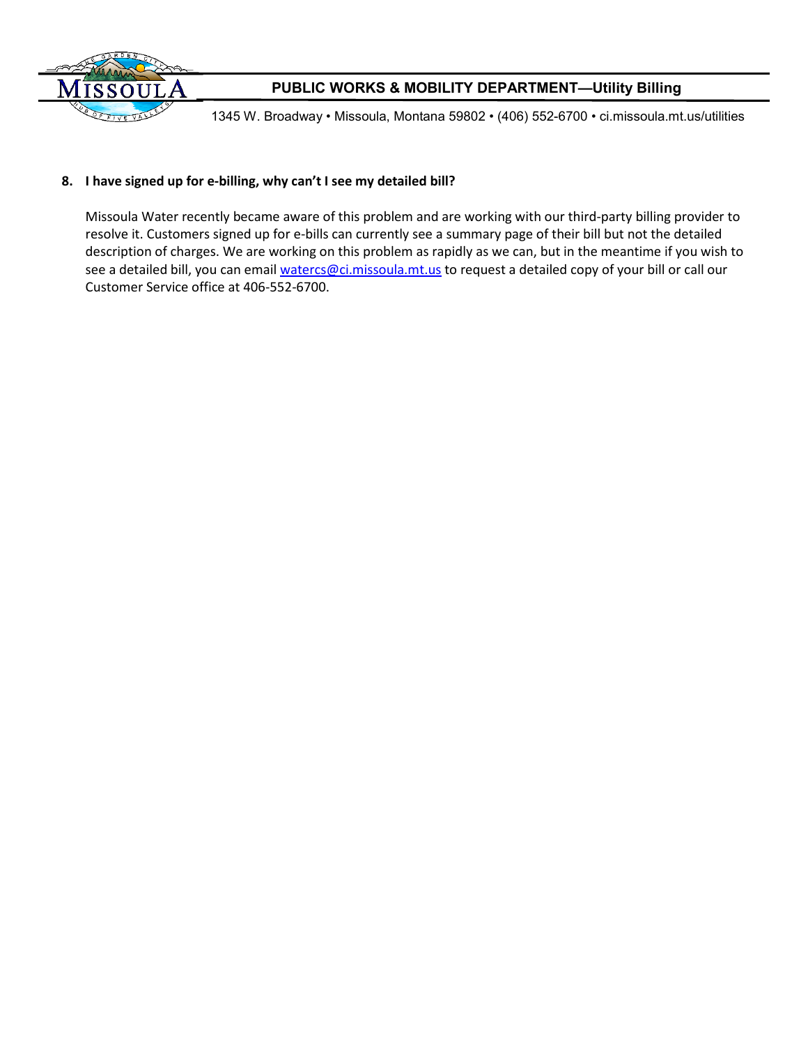**8. I have signed up for e-billing, why can't I see my detailed bill?**

Missoula Water recently became aware of this problem and are working with our third-party billing provider to resolve it. Customers signed up for e-bills can currently see a summary page of their bill but not the detailed description of charges. We are working on this problem as rapidly as we can, but in the meantime if you wish to see a detailed bill, you can email watercs@ci.missoula.mt.us to request a detailed copy of your bill or call our Customer Service office at 406-552-6700.